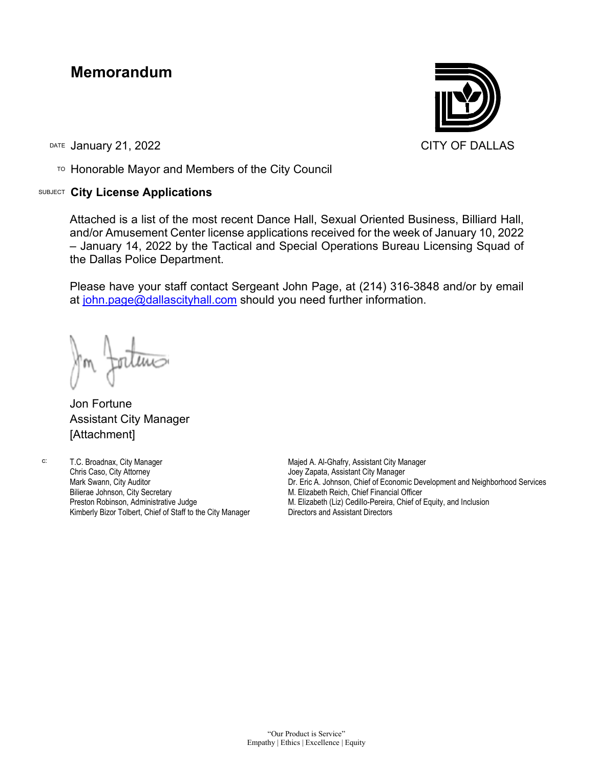# Memorandum

CITY OF DALLAS

DATE January 21, 2022

TO Honorable Mayor and Members of the City Council

SUBJECT **City License Applications**

Attached is a list of the most recent Dance Hall, Sexual Oriented Business, Billiard Hall, and/or Amusement Center license applications received for the week of January 10, 2022 – January 14, 2022 by the Tactical and Special Operations Bureau Licensing Squad of the Dallas Police Department.

Please have your staff contact Sergeant John Page, at (214) 316-3848 and/or by email at john.page@dallascityhall.com should you need further information.

Jon Fortune
Assistant City Manager
[Attachment]

c: T.C. Broadnax, City Manager
Chris Caso, City Attorney
Mark Swann, City Auditor
Bilierae Johnson, City Secretary
Preston Robinson, Administrative Judge
Kimberly Bizor Tolbert, Chief of Staff to the City Manager
Majed A. Al-Ghafry, Assistant City Manager
Joey Zapata, Assistant City Manager
Dr. Eric A. Johnson, Chief of Economic Development and Neighborhood Services
M. Elizabeth Reich, Chief Financial Officer
M. Elizabeth (Liz) Cedillo-Pereira, Chief of Equity, and Inclusion
Directors and Assistant Directors

"Our Product is Service"
Empathy | Ethics | Excellence | Equity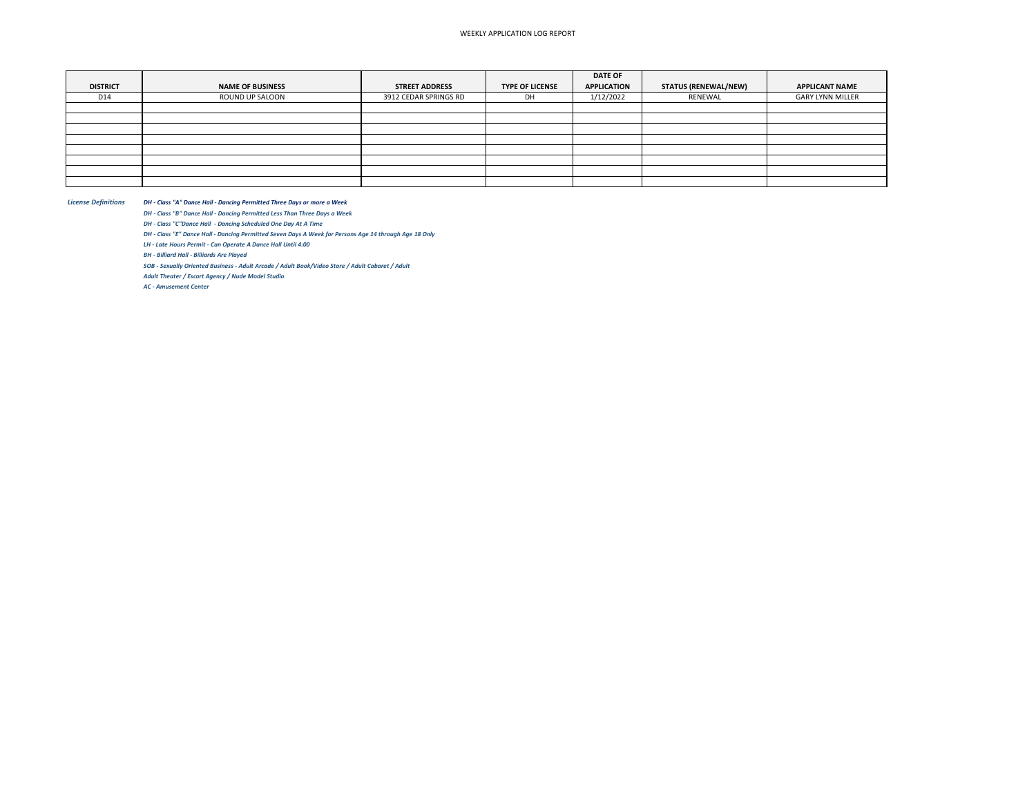WEEKLY APPLICATION LOG REPORT

| DISTRICT | NAME OF BUSINESS | STREET ADDRESS | TYPE OF LICENSE | DATE OF APPLICATION | STATUS (RENEWAL/NEW) | APPLICANT NAME |
|---|---|---|---|---|---|---|
| D14 | ROUND UP SALOON | 3912 CEDAR SPRINGS RD | DH | 1/12/2022 | RENEWAL | GARY LYNN MILLER |
| | | | | | | |
| | | | | | | |
| | | | | | | |
| | | | | | | |
| | | | | | | |
| | | | | | | |
| | | | | | | |
| | | | | | | |

*License Definitions*

***DH - Class "A" Dance Hall - Dancing Permitted Three Days or more a Week***

*DH - Class "B" Dance Hall - Dancing Permitted Less Than Three Days a Week*

*DH - Class "C"Dance Hall - Dancing Scheduled One Day At A Time*

*DH - Class "E" Dance Hall - Dancing Permitted Seven Days A Week for Persons Age 14 through Age 18 Only*

*LH - Late Hours Permit - Can Operate A Dance Hall Until 4:00*

*BH - Billiard Hall - Billiards Are Played*

*SOB - Sexually Oriented Business - Adult Arcade / Adult Book/Video Store / Adult Cabaret / Adult*

*Adult Theater / Escort Agency / Nude Model Studio*

*AC - Amusement Center*